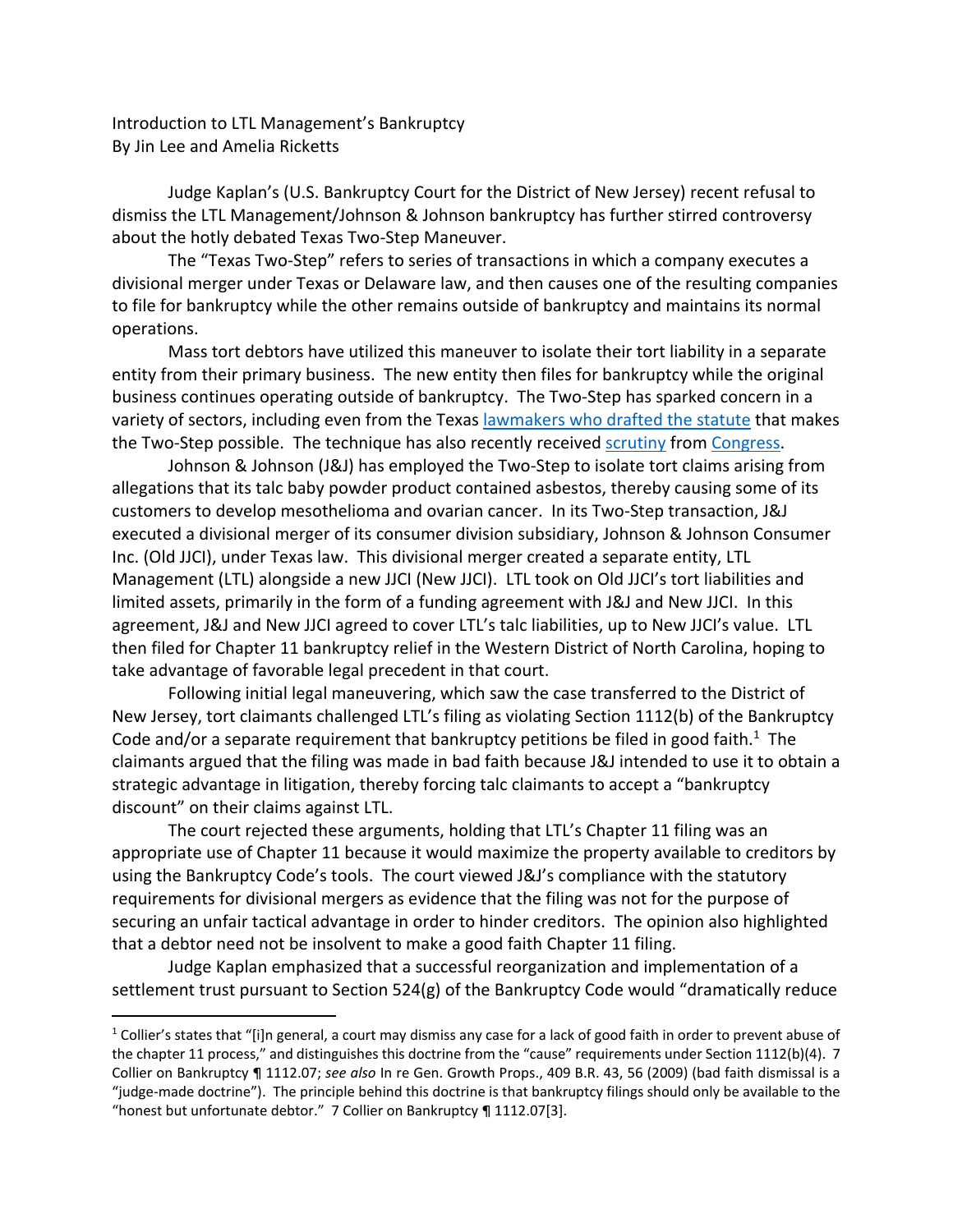Introduction to LTL Management's Bankruptcy
By Jin Lee and Amelia Ricketts

Judge Kaplan's (U.S. Bankruptcy Court for the District of New Jersey) recent refusal to dismiss the LTL Management/Johnson & Johnson bankruptcy has further stirred controversy about the hotly debated Texas Two-Step Maneuver.

The "Texas Two-Step" refers to series of transactions in which a company executes a divisional merger under Texas or Delaware law, and then causes one of the resulting companies to file for bankruptcy while the other remains outside of bankruptcy and maintains its normal operations.

Mass tort debtors have utilized this maneuver to isolate their tort liability in a separate entity from their primary business. The new entity then files for bankruptcy while the original business continues operating outside of bankruptcy. The Two-Step has sparked concern in a variety of sectors, including even from the Texas lawmakers who drafted the statute that makes the Two-Step possible. The technique has also recently received scrutiny from Congress.

Johnson & Johnson (J&J) has employed the Two-Step to isolate tort claims arising from allegations that its talc baby powder product contained asbestos, thereby causing some of its customers to develop mesothelioma and ovarian cancer. In its Two-Step transaction, J&J executed a divisional merger of its consumer division subsidiary, Johnson & Johnson Consumer Inc. (Old JJCI), under Texas law. This divisional merger created a separate entity, LTL Management (LTL) alongside a new JJCI (New JJCI). LTL took on Old JJCI's tort liabilities and limited assets, primarily in the form of a funding agreement with J&J and New JJCI. In this agreement, J&J and New JJCI agreed to cover LTL's talc liabilities, up to New JJCI's value. LTL then filed for Chapter 11 bankruptcy relief in the Western District of North Carolina, hoping to take advantage of favorable legal precedent in that court.

Following initial legal maneuvering, which saw the case transferred to the District of New Jersey, tort claimants challenged LTL's filing as violating Section 1112(b) of the Bankruptcy Code and/or a separate requirement that bankruptcy petitions be filed in good faith.[1] The claimants argued that the filing was made in bad faith because J&J intended to use it to obtain a strategic advantage in litigation, thereby forcing talc claimants to accept a "bankruptcy discount" on their claims against LTL.

The court rejected these arguments, holding that LTL's Chapter 11 filing was an appropriate use of Chapter 11 because it would maximize the property available to creditors by using the Bankruptcy Code's tools. The court viewed J&J's compliance with the statutory requirements for divisional mergers as evidence that the filing was not for the purpose of securing an unfair tactical advantage in order to hinder creditors. The opinion also highlighted that a debtor need not be insolvent to make a good faith Chapter 11 filing.

Judge Kaplan emphasized that a successful reorganization and implementation of a settlement trust pursuant to Section 524(g) of the Bankruptcy Code would "dramatically reduce

---

[1] Collier's states that "[i]n general, a court may dismiss any case for a lack of good faith in order to prevent abuse of the chapter 11 process," and distinguishes this doctrine from the "cause" requirements under Section 1112(b)(4). 7 Collier on Bankruptcy ¶ 1112.07; *see also* In re Gen. Growth Props., 409 B.R. 43, 56 (2009) (bad faith dismissal is a "judge-made doctrine"). The principle behind this doctrine is that bankruptcy filings should only be available to the "honest but unfortunate debtor." 7 Collier on Bankruptcy ¶ 1112.07[3].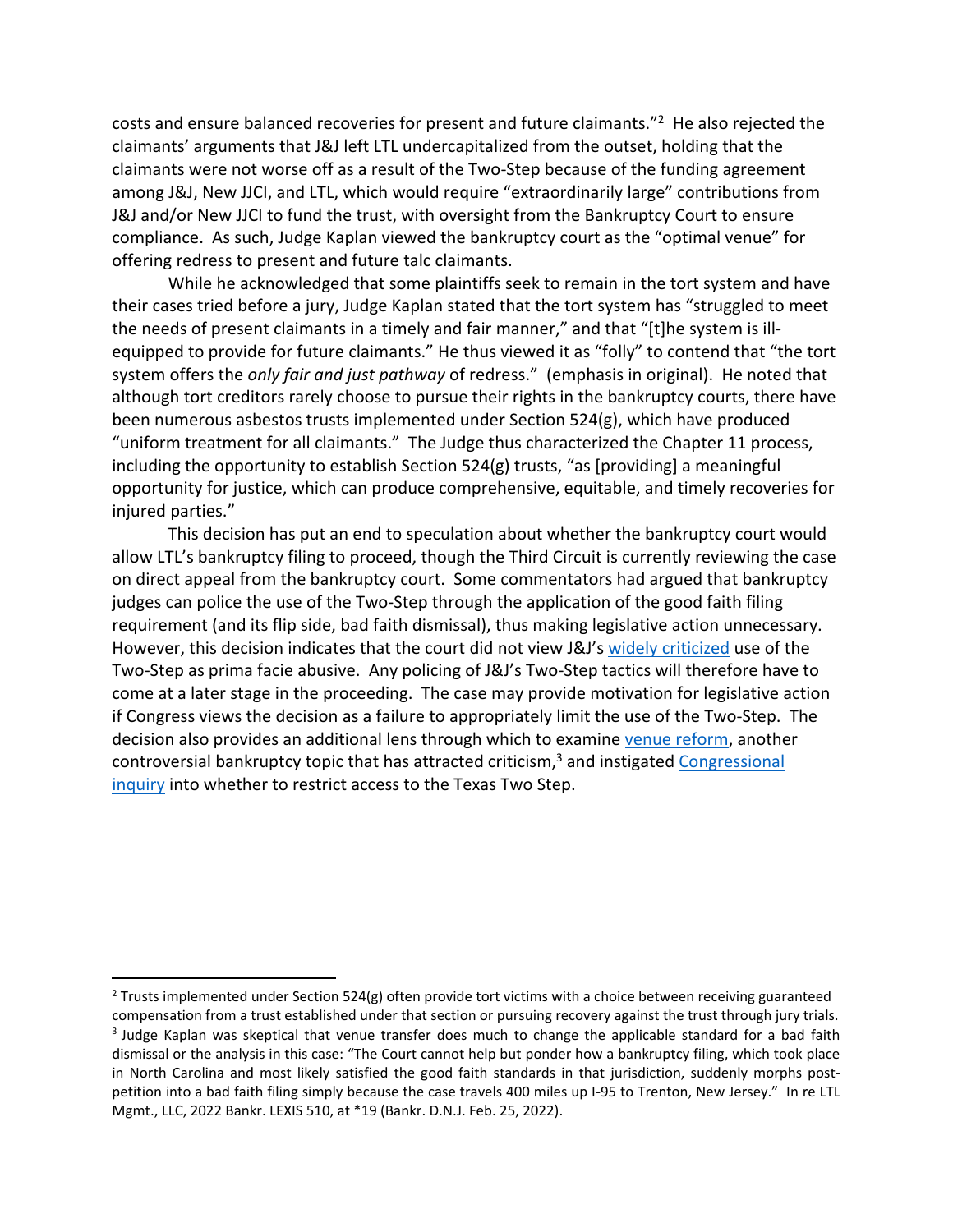costs and ensure balanced recoveries for present and future claimants."[2] He also rejected the claimants' arguments that J&J left LTL undercapitalized from the outset, holding that the claimants were not worse off as a result of the Two-Step because of the funding agreement among J&J, New JJCI, and LTL, which would require "extraordinarily large" contributions from J&J and/or New JJCI to fund the trust, with oversight from the Bankruptcy Court to ensure compliance. As such, Judge Kaplan viewed the bankruptcy court as the "optimal venue" for offering redress to present and future talc claimants.

While he acknowledged that some plaintiffs seek to remain in the tort system and have their cases tried before a jury, Judge Kaplan stated that the tort system has "struggled to meet the needs of present claimants in a timely and fair manner," and that "[t]he system is ill-equipped to provide for future claimants." He thus viewed it as "folly" to contend that "the tort system offers the *only fair and just pathway* of redress." (emphasis in original). He noted that although tort creditors rarely choose to pursue their rights in the bankruptcy courts, there have been numerous asbestos trusts implemented under Section 524(g), which have produced "uniform treatment for all claimants." The Judge thus characterized the Chapter 11 process, including the opportunity to establish Section 524(g) trusts, "as [providing] a meaningful opportunity for justice, which can produce comprehensive, equitable, and timely recoveries for injured parties."

This decision has put an end to speculation about whether the bankruptcy court would allow LTL's bankruptcy filing to proceed, though the Third Circuit is currently reviewing the case on direct appeal from the bankruptcy court. Some commentators had argued that bankruptcy judges can police the use of the Two-Step through the application of the good faith filing requirement (and its flip side, bad faith dismissal), thus making legislative action unnecessary. However, this decision indicates that the court did not view J&J's widely criticized use of the Two-Step as prima facie abusive. Any policing of J&J's Two-Step tactics will therefore have to come at a later stage in the proceeding. The case may provide motivation for legislative action if Congress views the decision as a failure to appropriately limit the use of the Two-Step. The decision also provides an additional lens through which to examine venue reform, another controversial bankruptcy topic that has attracted criticism,[3] and instigated Congressional inquiry into whether to restrict access to the Texas Two Step.

---

[2] Trusts implemented under Section 524(g) often provide tort victims with a choice between receiving guaranteed compensation from a trust established under that section or pursuing recovery against the trust through jury trials.

[3] Judge Kaplan was skeptical that venue transfer does much to change the applicable standard for a bad faith dismissal or the analysis in this case: "The Court cannot help but ponder how a bankruptcy filing, which took place in North Carolina and most likely satisfied the good faith standards in that jurisdiction, suddenly morphs post-petition into a bad faith filing simply because the case travels 400 miles up I-95 to Trenton, New Jersey." In re LTL Mgmt., LLC, 2022 Bankr. LEXIS 510, at *19 (Bankr. D.N.J. Feb. 25, 2022).